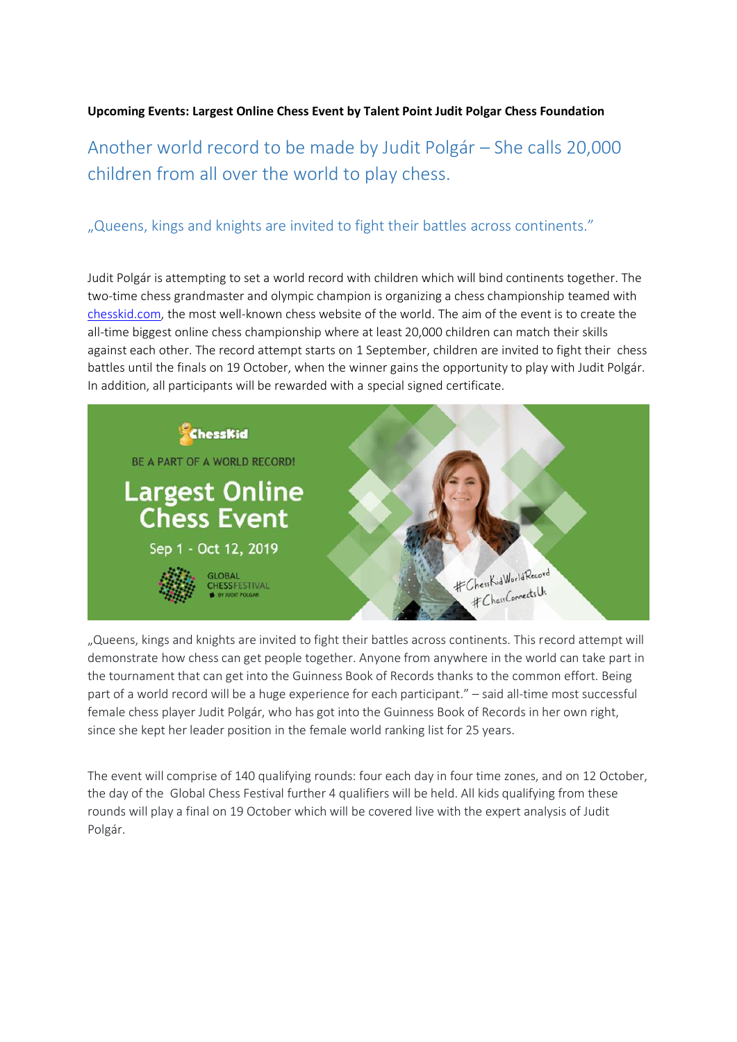**Upcoming Events: Largest Online Chess Event by Talent Point Judit Polgar Chess Foundation**

## Another world record to be made by Judit Polgár – She calls 20,000 children from all over the world to play chess.

### „Queens, kings and knights are invited to fight their battles across continents."

Judit Polgár is attempting to set a world record with children which will bind continents together. The two-time chess grandmaster and olympic champion is organizing a chess championship teamed with chesskid.com, the most well-known chess website of the world. The aim of the event is to create the all-time biggest online chess championship where at least 20,000 children can match their skills against each other. The record attempt starts on 1 September, children are invited to fight their chess battles until the finals on 19 October, when the winner gains the opportunity to play with Judit Polgár. In addition, all participants will be rewarded with a special signed certificate.

„Queens, kings and knights are invited to fight their battles across continents. This record attempt will demonstrate how chess can get people together. Anyone from anywhere in the world can take part in the tournament that can get into the Guinness Book of Records thanks to the common effort. Being part of a world record will be a huge experience for each participant." – said all-time most successful female chess player Judit Polgár, who has got into the Guinness Book of Records in her own right, since she kept her leader position in the female world ranking list for 25 years.

The event will comprise of 140 qualifying rounds: four each day in four time zones, and on 12 October, the day of the Global Chess Festival further 4 qualifiers will be held. All kids qualifying from these rounds will play a final on 19 October which will be covered live with the expert analysis of Judit Polgár.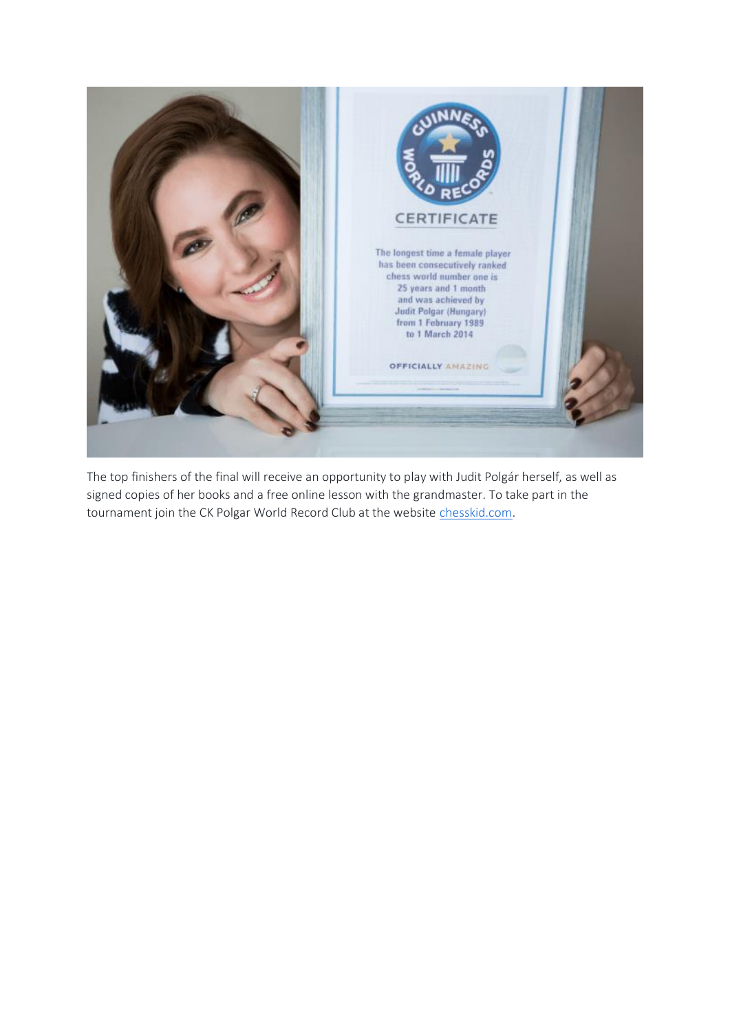The top finishers of the final will receive an opportunity to play with Judit Polgár herself, as well as signed copies of her books and a free online lesson with the grandmaster. To take part in the tournament join the CK Polgar World Record Club at the website [chesskid.com](chesskid.com).